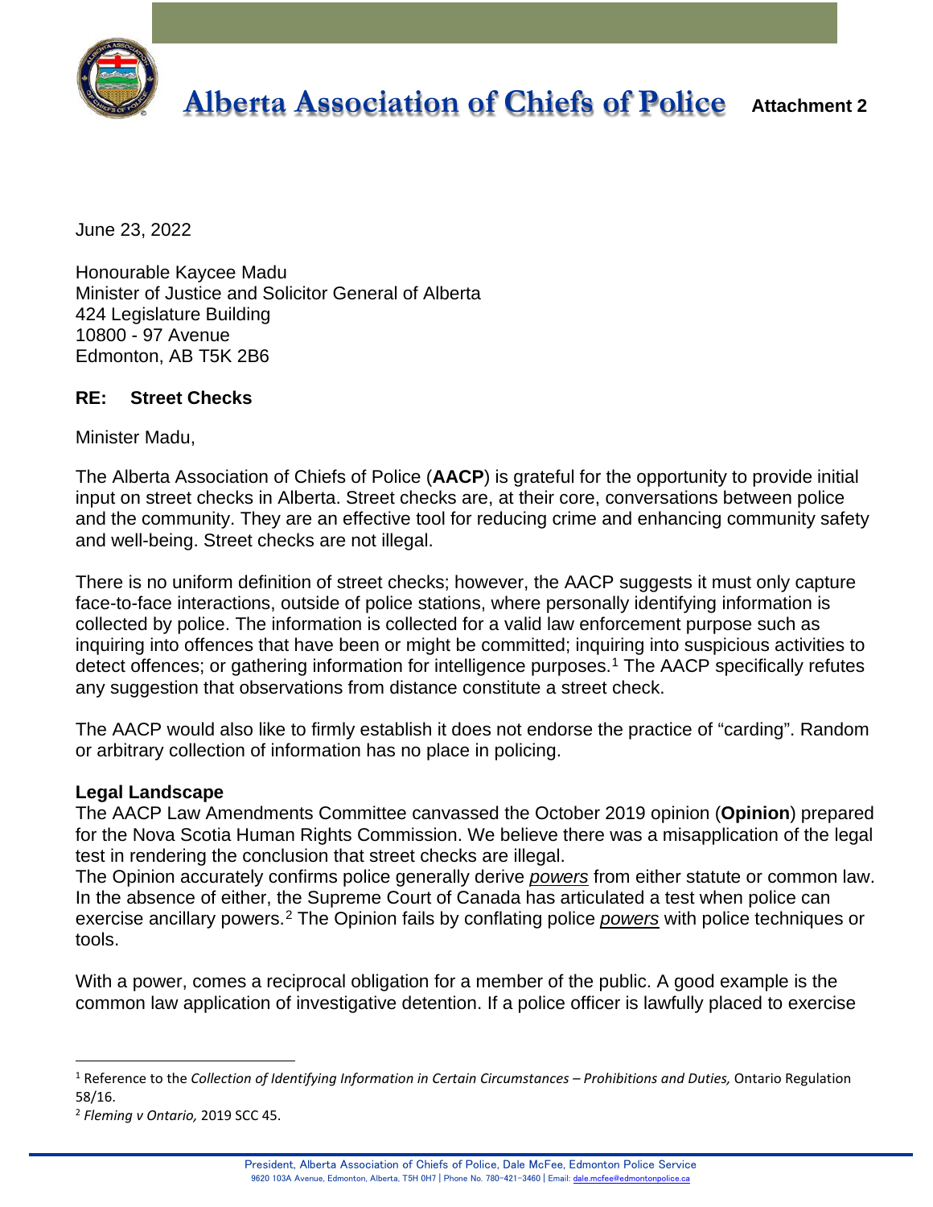# Alberta Association of Chiefs of Police

**Attachment 2**

June 23, 2022

Honourable Kaycee Madu
Minister of Justice and Solicitor General of Alberta
424 Legislature Building
10800 - 97 Avenue
Edmonton, AB T5K 2B6

**RE: Street Checks**

Minister Madu,

The Alberta Association of Chiefs of Police (**AACP**) is grateful for the opportunity to provide initial input on street checks in Alberta. Street checks are, at their core, conversations between police and the community. They are an effective tool for reducing crime and enhancing community safety and well-being. Street checks are not illegal.

There is no uniform definition of street checks; however, the AACP suggests it must only capture face-to-face interactions, outside of police stations, where personally identifying information is collected by police. The information is collected for a valid law enforcement purpose such as inquiring into offences that have been or might be committed; inquiring into suspicious activities to detect offences; or gathering information for intelligence purposes.[1] The AACP specifically refutes any suggestion that observations from distance constitute a street check.

The AACP would also like to firmly establish it does not endorse the practice of "carding". Random or arbitrary collection of information has no place in policing.

**Legal Landscape**

The AACP Law Amendments Committee canvassed the October 2019 opinion (**Opinion**) prepared for the Nova Scotia Human Rights Commission. We believe there was a misapplication of the legal test in rendering the conclusion that street checks are illegal.

The Opinion accurately confirms police generally derive ***powers*** from either statute or common law. In the absence of either, the Supreme Court of Canada has articulated a test when police can exercise ancillary powers.[2] The Opinion fails by conflating police ***powers*** with police techniques or tools.

With a power, comes a reciprocal obligation for a member of the public. A good example is the common law application of investigative detention. If a police officer is lawfully placed to exercise

---

[1] Reference to the *Collection of Identifying Information in Certain Circumstances – Prohibitions and Duties,* Ontario Regulation 58/16.

[2] *Fleming v Ontario,* 2019 SCC 45.

President, Alberta Association of Chiefs of Police, Dale McFee, Edmonton Police Service
9620 103A Avenue, Edmonton, Alberta, T5H 0H7 | Phone No. 780-421-3460 | Email: dale.mcfee@edmontonpolice.ca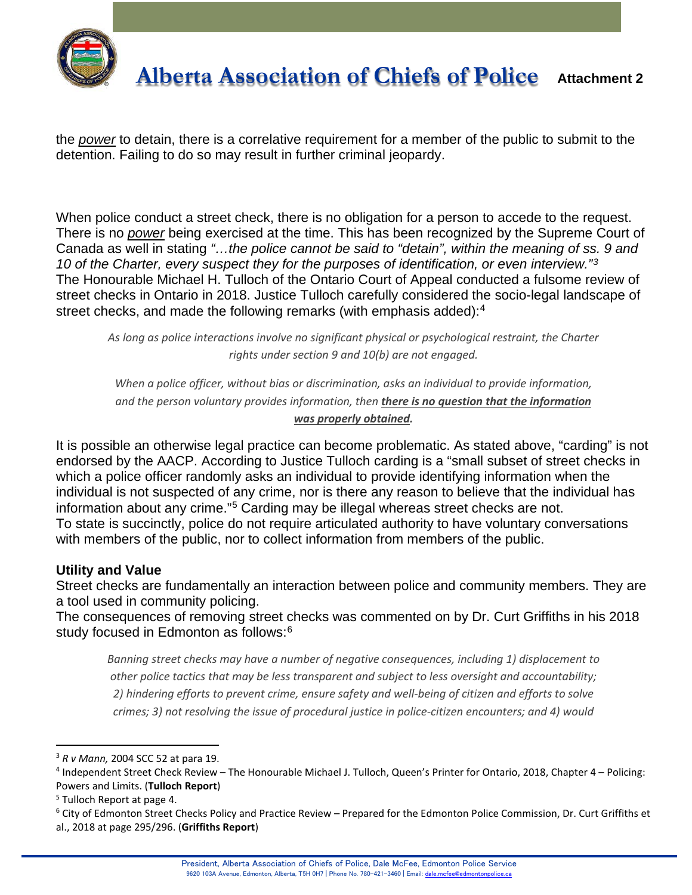the *power* to detain, there is a correlative requirement for a member of the public to submit to the detention. Failing to do so may result in further criminal jeopardy.

When police conduct a street check, there is no obligation for a person to accede to the request. There is no *power* being exercised at the time. This has been recognized by the Supreme Court of Canada as well in stating *"…the police cannot be said to "detain", within the meaning of ss. 9 and 10 of the Charter, every suspect they for the purposes of identification, or even interview."*[3]

The Honourable Michael H. Tulloch of the Ontario Court of Appeal conducted a fulsome review of street checks in Ontario in 2018. Justice Tulloch carefully considered the socio-legal landscape of street checks, and made the following remarks (with emphasis added):[4]

> *As long as police interactions involve no significant physical or psychological restraint, the Charter rights under section 9 and 10(b) are not engaged.*
>
> *When a police officer, without bias or discrimination, asks an individual to provide information, and the person voluntary provides information, then **<u>there is no question that the information was properly obtained</u>**.*

It is possible an otherwise legal practice can become problematic. As stated above, "carding" is not endorsed by the AACP. According to Justice Tulloch carding is a "small subset of street checks in which a police officer randomly asks an individual to provide identifying information when the individual is not suspected of any crime, nor is there any reason to believe that the individual has information about any crime."[5] Carding may be illegal whereas street checks are not.

To state is succinctly, police do not require articulated authority to have voluntary conversations with members of the public, nor to collect information from members of the public.

### Utility and Value

Street checks are fundamentally an interaction between police and community members. They are a tool used in community policing.

The consequences of removing street checks was commented on by Dr. Curt Griffiths in his 2018 study focused in Edmonton as follows:[6]

> *Banning street checks may have a number of negative consequences, including 1) displacement to other police tactics that may be less transparent and subject to less oversight and accountability; 2) hindering efforts to prevent crime, ensure safety and well-being of citizen and efforts to solve crimes; 3) not resolving the issue of procedural justice in police-citizen encounters; and 4) would*

---

[3] *R v Mann,* 2004 SCC 52 at para 19.

[4] Independent Street Check Review – The Honourable Michael J. Tulloch, Queen's Printer for Ontario, 2018, Chapter 4 – Policing: Powers and Limits. (**Tulloch Report**)

[5] Tulloch Report at page 4.

[6] City of Edmonton Street Checks Policy and Practice Review – Prepared for the Edmonton Police Commission, Dr. Curt Griffiths et al., 2018 at page 295/296. (**Griffiths Report**)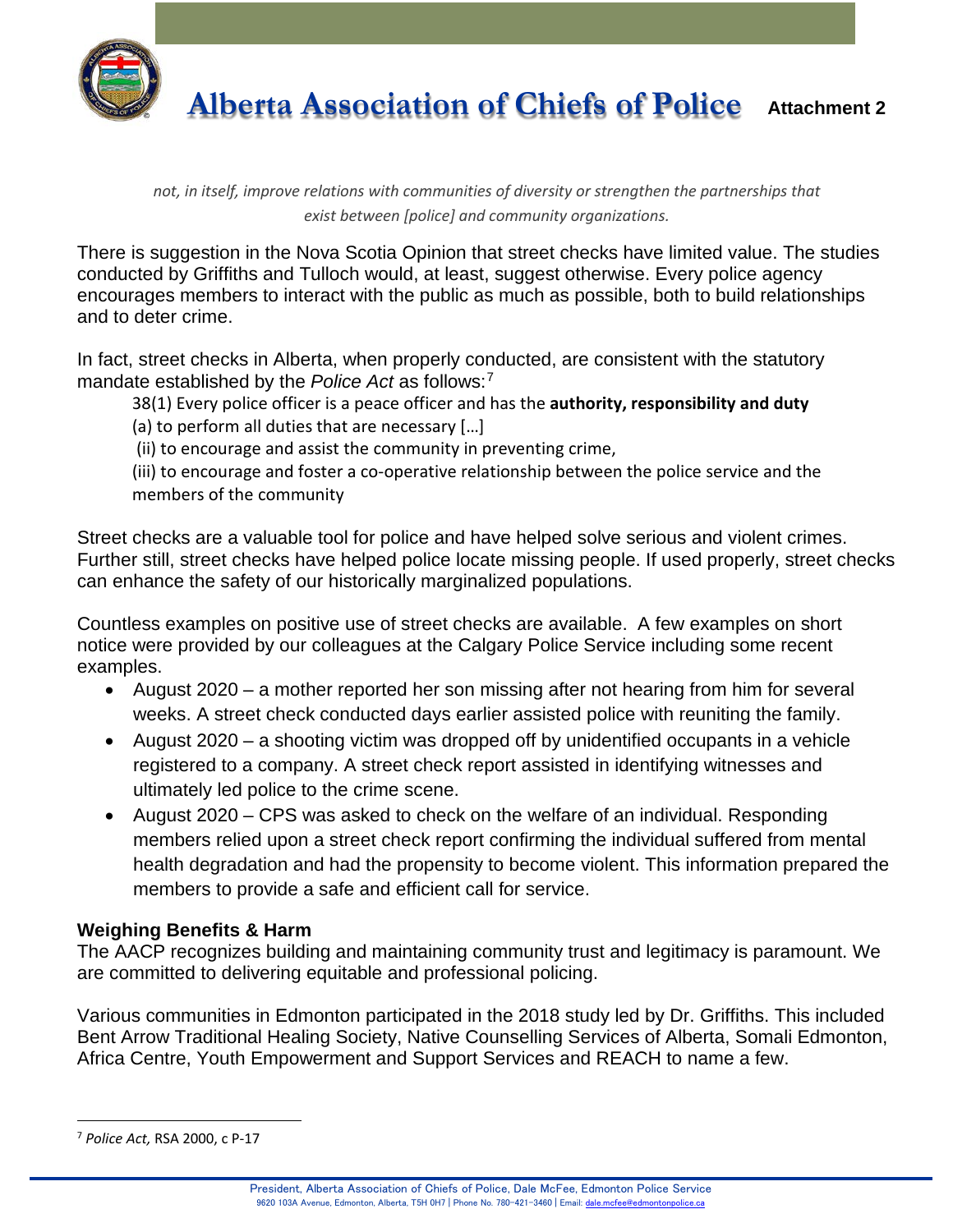*not, in itself, improve relations with communities of diversity or strengthen the partnerships that exist between [police] and community organizations.*

There is suggestion in the Nova Scotia Opinion that street checks have limited value. The studies conducted by Griffiths and Tulloch would, at least, suggest otherwise. Every police agency encourages members to interact with the public as much as possible, both to build relationships and to deter crime.

In fact, street checks in Alberta, when properly conducted, are consistent with the statutory mandate established by the *Police Act* as follows:[7]

> 38(1) Every police officer is a peace officer and has the **authority, responsibility and duty**
>
> (a) to perform all duties that are necessary […]
>
> (ii) to encourage and assist the community in preventing crime,
>
> (iii) to encourage and foster a co-operative relationship between the police service and the members of the community

Street checks are a valuable tool for police and have helped solve serious and violent crimes. Further still, street checks have helped police locate missing people. If used properly, street checks can enhance the safety of our historically marginalized populations.

Countless examples on positive use of street checks are available. A few examples on short notice were provided by our colleagues at the Calgary Police Service including some recent examples.

- August 2020 – a mother reported her son missing after not hearing from him for several weeks. A street check conducted days earlier assisted police with reuniting the family.
- August 2020 – a shooting victim was dropped off by unidentified occupants in a vehicle registered to a company. A street check report assisted in identifying witnesses and ultimately led police to the crime scene.
- August 2020 – CPS was asked to check on the welfare of an individual. Responding members relied upon a street check report confirming the individual suffered from mental health degradation and had the propensity to become violent. This information prepared the members to provide a safe and efficient call for service.

### Weighing Benefits & Harm

The AACP recognizes building and maintaining community trust and legitimacy is paramount. We are committed to delivering equitable and professional policing.

Various communities in Edmonton participated in the 2018 study led by Dr. Griffiths. This included Bent Arrow Traditional Healing Society, Native Counselling Services of Alberta, Somali Edmonton, Africa Centre, Youth Empowerment and Support Services and REACH to name a few.

---

[7] *Police Act,* RSA 2000, c P-17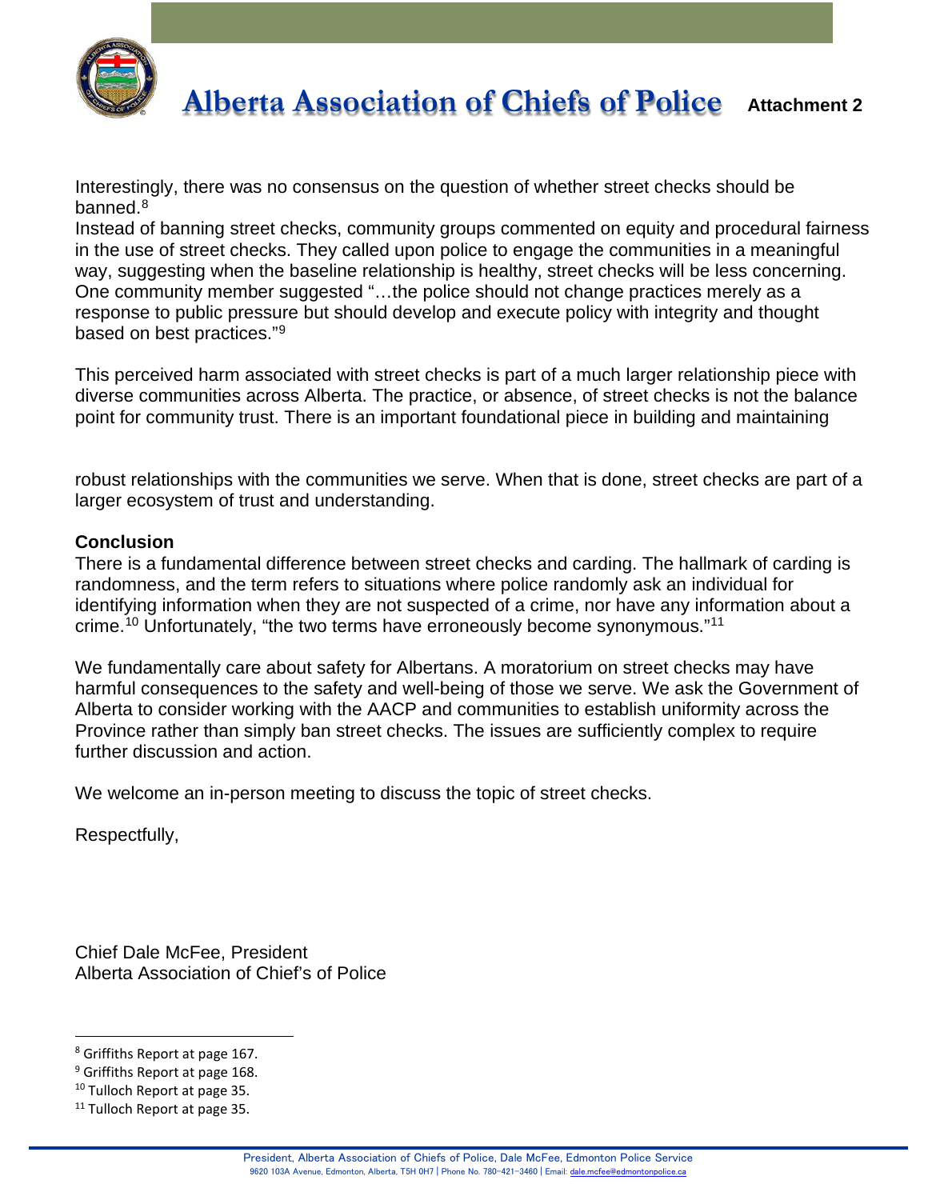Interestingly, there was no consensus on the question of whether street checks should be banned.[8]

Instead of banning street checks, community groups commented on equity and procedural fairness in the use of street checks. They called upon police to engage the communities in a meaningful way, suggesting when the baseline relationship is healthy, street checks will be less concerning. One community member suggested "…the police should not change practices merely as a response to public pressure but should develop and execute policy with integrity and thought based on best practices."[9]

This perceived harm associated with street checks is part of a much larger relationship piece with diverse communities across Alberta. The practice, or absence, of street checks is not the balance point for community trust. There is an important foundational piece in building and maintaining robust relationships with the communities we serve. When that is done, street checks are part of a larger ecosystem of trust and understanding.

**Conclusion**

There is a fundamental difference between street checks and carding. The hallmark of carding is randomness, and the term refers to situations where police randomly ask an individual for identifying information when they are not suspected of a crime, nor have any information about a crime.[10] Unfortunately, "the two terms have erroneously become synonymous."[11]

We fundamentally care about safety for Albertans. A moratorium on street checks may have harmful consequences to the safety and well-being of those we serve. We ask the Government of Alberta to consider working with the AACP and communities to establish uniformity across the Province rather than simply ban street checks. The issues are sufficiently complex to require further discussion and action.

We welcome an in-person meeting to discuss the topic of street checks.

Respectfully,

Chief Dale McFee, President
Alberta Association of Chief's of Police

---

[8] Griffiths Report at page 167.
[9] Griffiths Report at page 168.
[10] Tulloch Report at page 35.
[11] Tulloch Report at page 35.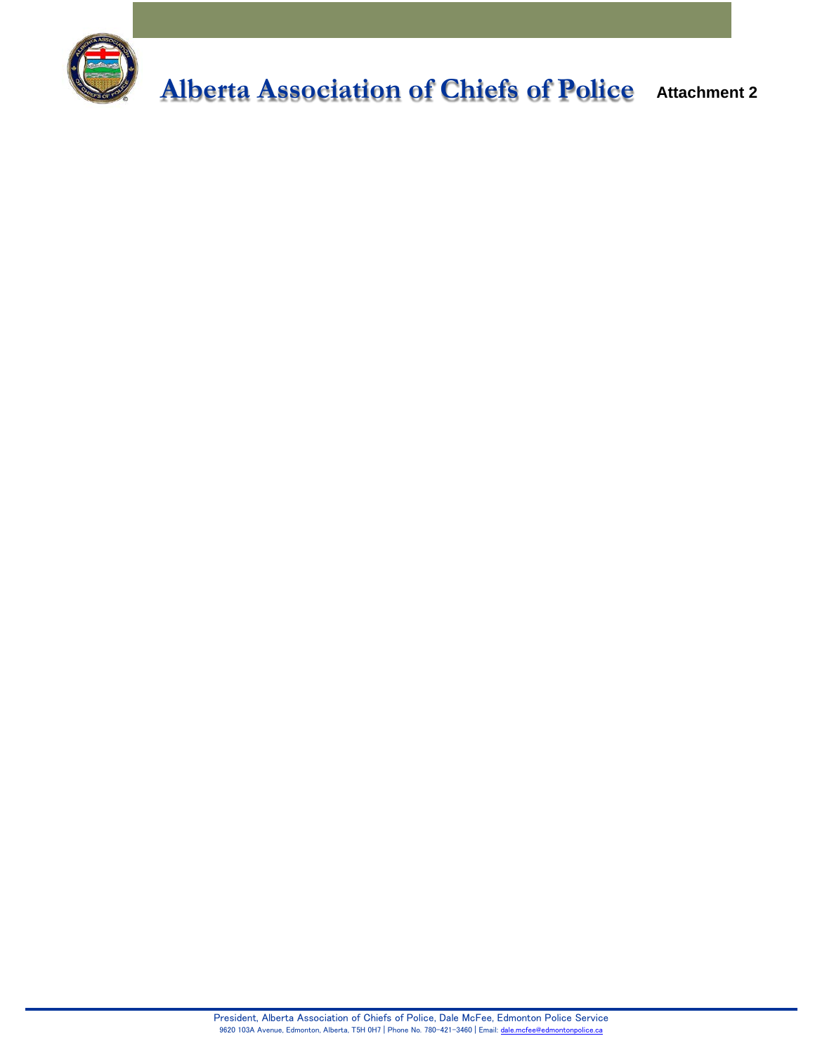# Alberta Association of Chiefs of Police

**Attachment 2**

President, Alberta Association of Chiefs of Police, Dale McFee, Edmonton Police Service

9620 103A Avenue, Edmonton, Alberta, T5H 0H7 | Phone No. 780-421-3460 | Email: dale.mcfee@edmontonpolice.ca